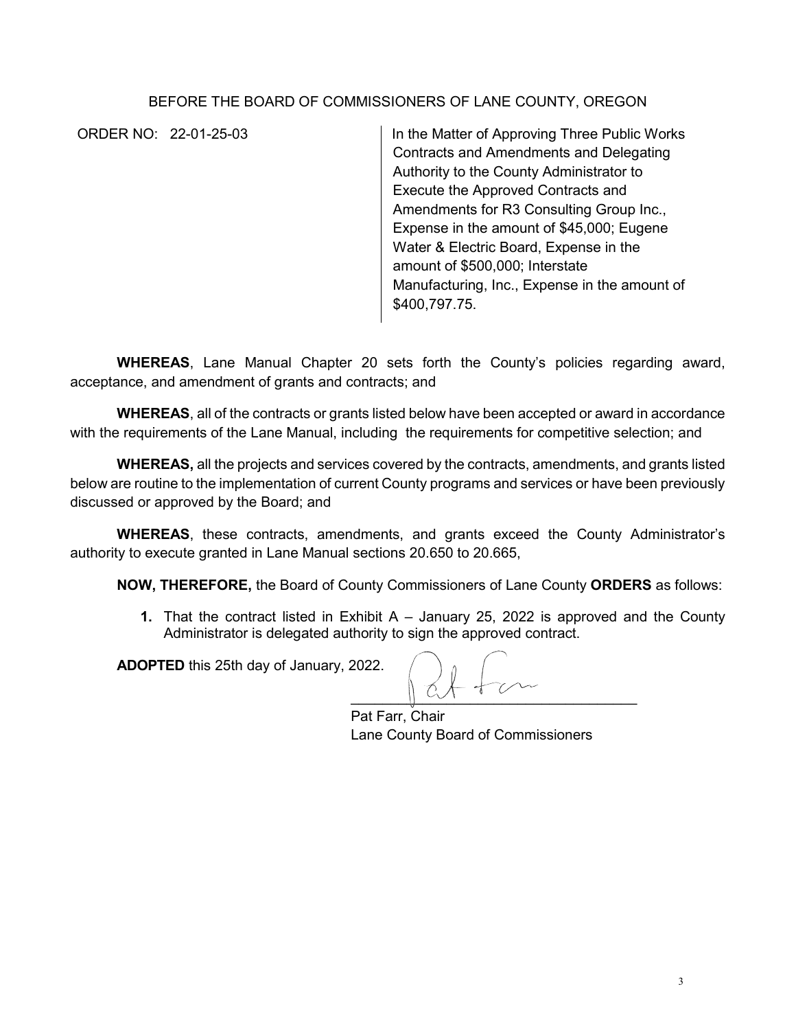BEFORE THE BOARD OF COMMISSIONERS OF LANE COUNTY, OREGON

ORDER NO: 22-01-25-03

In the Matter of Approving Three Public Works Contracts and Amendments and Delegating Authority to the County Administrator to Execute the Approved Contracts and Amendments for R3 Consulting Group Inc., Expense in the amount of $45,000; Eugene Water & Electric Board, Expense in the amount of $500,000; Interstate Manufacturing, Inc., Expense in the amount of $400,797.75.

**WHEREAS**, Lane Manual Chapter 20 sets forth the County's policies regarding award, acceptance, and amendment of grants and contracts; and

**WHEREAS**, all of the contracts or grants listed below have been accepted or award in accordance with the requirements of the Lane Manual, including the requirements for competitive selection; and

**WHEREAS,** all the projects and services covered by the contracts, amendments, and grants listed below are routine to the implementation of current County programs and services or have been previously discussed or approved by the Board; and

**WHEREAS**, these contracts, amendments, and grants exceed the County Administrator's authority to execute granted in Lane Manual sections 20.650 to 20.665,

**NOW, THEREFORE,** the Board of County Commissioners of Lane County **ORDERS** as follows:

1. That the contract listed in Exhibit A – January 25, 2022 is approved and the County Administrator is delegated authority to sign the approved contract.

**ADOPTED** this 25th day of January, 2022.

\_\_\_\_\_\_\_\_\_\_\_\_\_\_\_\_\_\_\_\_\_\_\_\_\_\_\_\_\_\_\_\_\_\_\_\_

Pat Farr, Chair
Lane County Board of Commissioners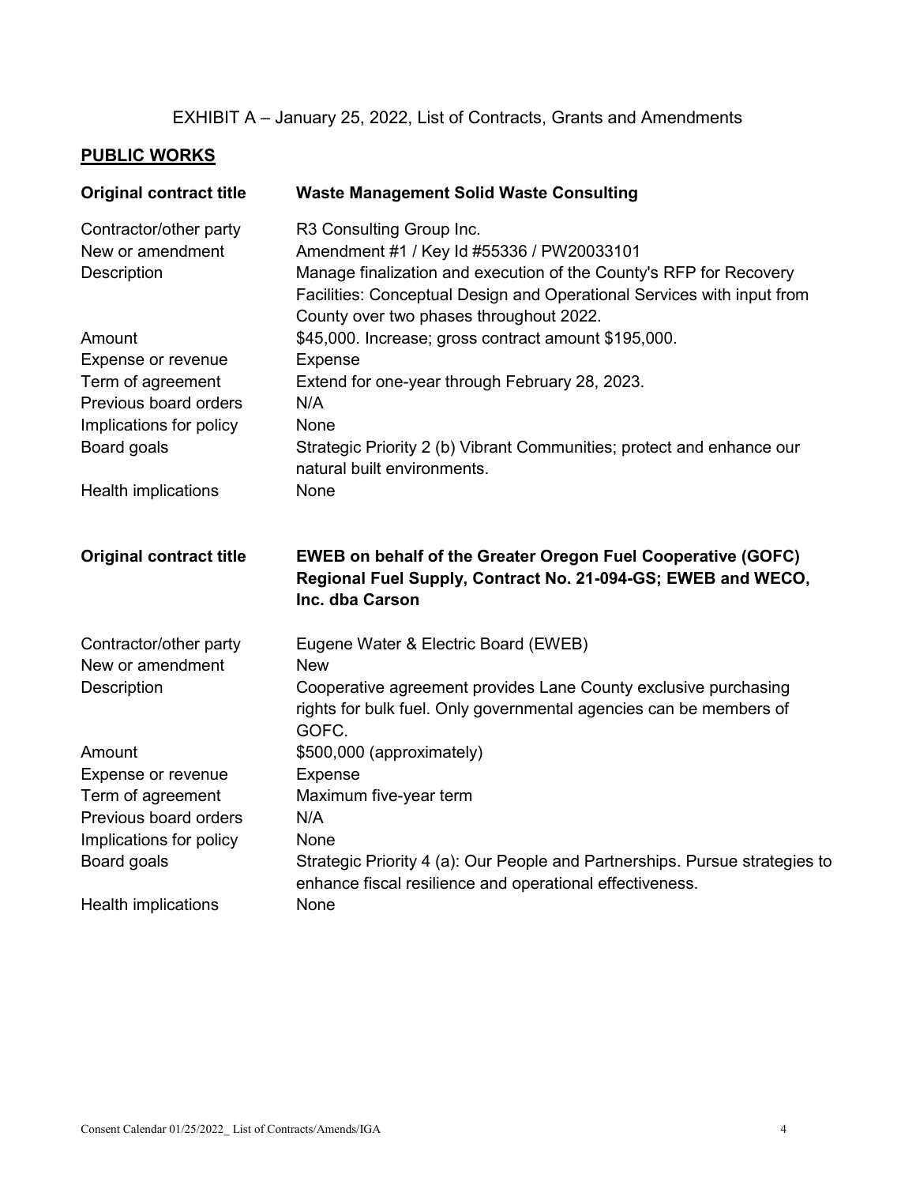EXHIBIT A – January 25, 2022, List of Contracts, Grants and Amendments

## PUBLIC WORKS

| | |
|---|---|
| **Original contract title** | **Waste Management Solid Waste Consulting** |
| Contractor/other party | R3 Consulting Group Inc. |
| New or amendment | Amendment #1 / Key Id #55336 / PW20033101 |
| Description | Manage finalization and execution of the County's RFP for Recovery Facilities: Conceptual Design and Operational Services with input from County over two phases throughout 2022. |
| Amount | $45,000. Increase; gross contract amount $195,000. |
| Expense or revenue | Expense |
| Term of agreement | Extend for one-year through February 28, 2023. |
| Previous board orders | N/A |
| Implications for policy | None |
| Board goals | Strategic Priority 2 (b) Vibrant Communities; protect and enhance our natural built environments. |
| Health implications | None |

| | |
|---|---|
| **Original contract title** | **EWEB on behalf of the Greater Oregon Fuel Cooperative (GOFC) Regional Fuel Supply, Contract No. 21-094-GS; EWEB and WECO, Inc. dba Carson** |
| Contractor/other party | Eugene Water & Electric Board (EWEB) |
| New or amendment | New |
| Description | Cooperative agreement provides Lane County exclusive purchasing rights for bulk fuel. Only governmental agencies can be members of GOFC. |
| Amount | $500,000 (approximately) |
| Expense or revenue | Expense |
| Term of agreement | Maximum five-year term |
| Previous board orders | N/A |
| Implications for policy | None |
| Board goals | Strategic Priority 4 (a): Our People and Partnerships. Pursue strategies to enhance fiscal resilience and operational effectiveness. |
| Health implications | None |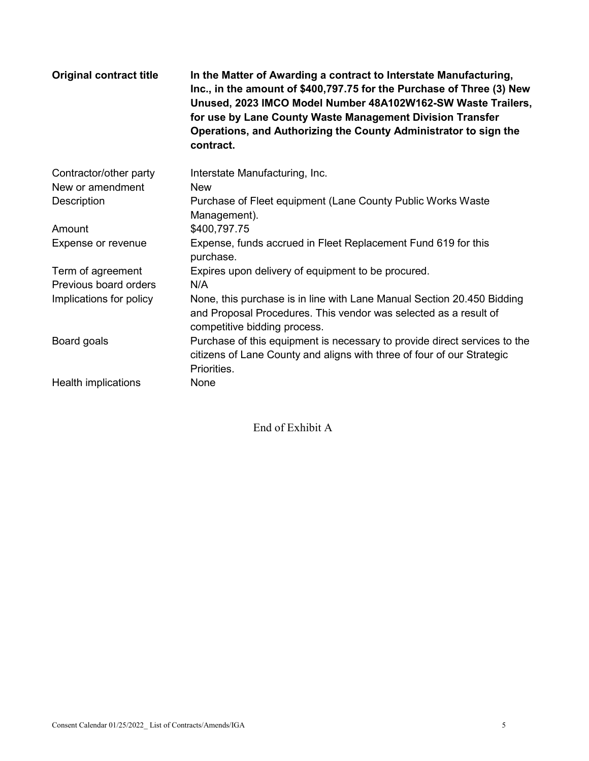| | |
|---|---|
| **Original contract title** | **In the Matter of Awarding a contract to Interstate Manufacturing, Inc., in the amount of $400,797.75 for the Purchase of Three (3) New Unused, 2023 IMCO Model Number 48A102W162-SW Waste Trailers, for use by Lane County Waste Management Division Transfer Operations, and Authorizing the County Administrator to sign the contract.** |
| Contractor/other party | Interstate Manufacturing, Inc. |
| New or amendment | New |
| Description | Purchase of Fleet equipment (Lane County Public Works Waste Management). |
| Amount | $400,797.75 |
| Expense or revenue | Expense, funds accrued in Fleet Replacement Fund 619 for this purchase. |
| Term of agreement | Expires upon delivery of equipment to be procured. |
| Previous board orders | N/A |
| Implications for policy | None, this purchase is in line with Lane Manual Section 20.450 Bidding and Proposal Procedures. This vendor was selected as a result of competitive bidding process. |
| Board goals | Purchase of this equipment is necessary to provide direct services to the citizens of Lane County and aligns with three of four of our Strategic Priorities. |
| Health implications | None |

End of Exhibit A